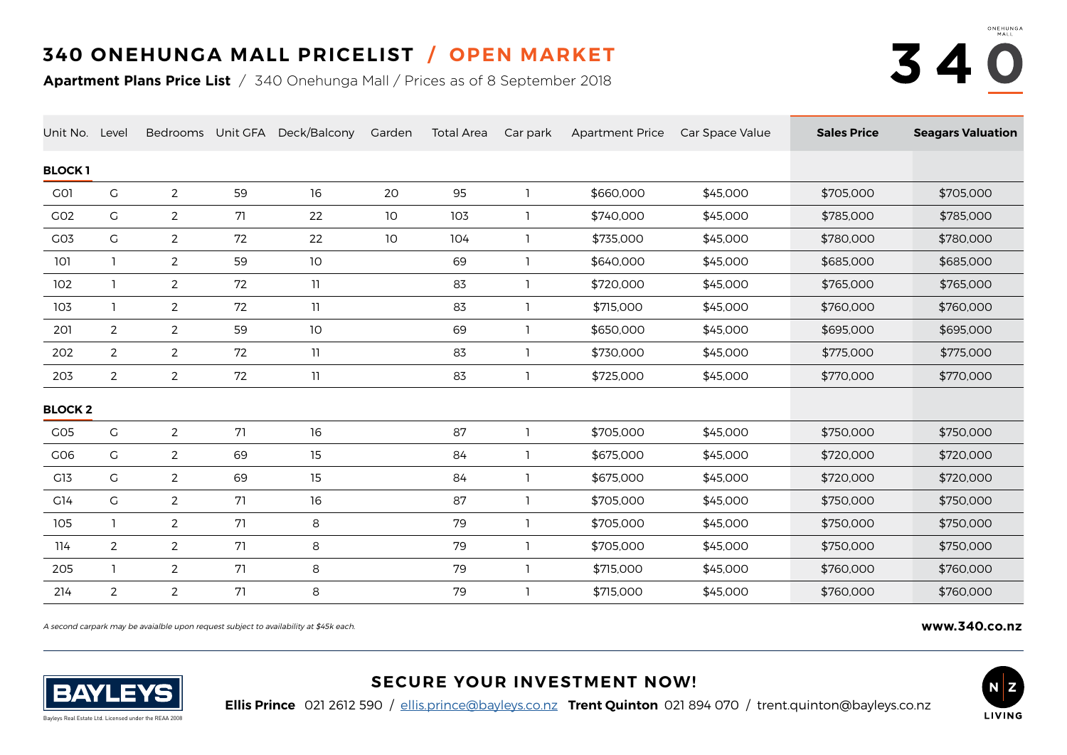# 340 ONEHUNGA MALL PRICELIST / OPEN MARKET

**Apartment Plans Price List** / 340 Onehunga Mall / Prices as of 8 September 2018

| Unit No. | Level | Bedrooms | Unit GFA | Deck/Balcony | Garden | Total Area | Car park | Apartment Price | Car Space Value | **Sales Price** | **Seagars Valuation** |
|---|---|---|---|---|---|---|---|---|---|---|---|
| **BLOCK 1** | | | | | | | | | | | |
| G01 | G | 2 | 59 | 16 | 20 | 95 | 1 | $660,000 | $45,000 | $705,000 | $705,000 |
| G02 | G | 2 | 71 | 22 | 10 | 103 | 1 | $740,000 | $45,000 | $785,000 | $785,000 |
| G03 | G | 2 | 72 | 22 | 10 | 104 | 1 | $735,000 | $45,000 | $780,000 | $780,000 |
| 101 | 1 | 2 | 59 | 10 | | 69 | 1 | $640,000 | $45,000 | $685,000 | $685,000 |
| 102 | 1 | 2 | 72 | 11 | | 83 | 1 | $720,000 | $45,000 | $765,000 | $765,000 |
| 103 | 1 | 2 | 72 | 11 | | 83 | 1 | $715,000 | $45,000 | $760,000 | $760,000 |
| 201 | 2 | 2 | 59 | 10 | | 69 | 1 | $650,000 | $45,000 | $695,000 | $695,000 |
| 202 | 2 | 2 | 72 | 11 | | 83 | 1 | $730,000 | $45,000 | $775,000 | $775,000 |
| 203 | 2 | 2 | 72 | 11 | | 83 | 1 | $725,000 | $45,000 | $770,000 | $770,000 |
| **BLOCK 2** | | | | | | | | | | | |
| G05 | G | 2 | 71 | 16 | | 87 | 1 | $705,000 | $45,000 | $750,000 | $750,000 |
| G06 | G | 2 | 69 | 15 | | 84 | 1 | $675,000 | $45,000 | $720,000 | $720,000 |
| G13 | G | 2 | 69 | 15 | | 84 | 1 | $675,000 | $45,000 | $720,000 | $720,000 |
| G14 | G | 2 | 71 | 16 | | 87 | 1 | $705,000 | $45,000 | $750,000 | $750,000 |
| 105 | 1 | 2 | 71 | 8 | | 79 | 1 | $705,000 | $45,000 | $750,000 | $750,000 |
| 114 | 2 | 2 | 71 | 8 | | 79 | 1 | $705,000 | $45,000 | $750,000 | $750,000 |
| 205 | 1 | 2 | 71 | 8 | | 79 | 1 | $715,000 | $45,000 | $760,000 | $760,000 |
| 214 | 2 | 2 | 71 | 8 | | 79 | 1 | $715,000 | $45,000 | $760,000 | $760,000 |

*A second carpark may be avaialble upon request subject to availability at $45k each.*

**www.340.co.nz**

## SECURE YOUR INVESTMENT NOW!

**Ellis Prince** 021 2612 590 / ellis.prince@bayleys.co.nz **Trent Quinton** 021 894 070 / trent.quinton@bayleys.co.nz

Bayleys Real Estate Ltd. Licensed under the REAA 2008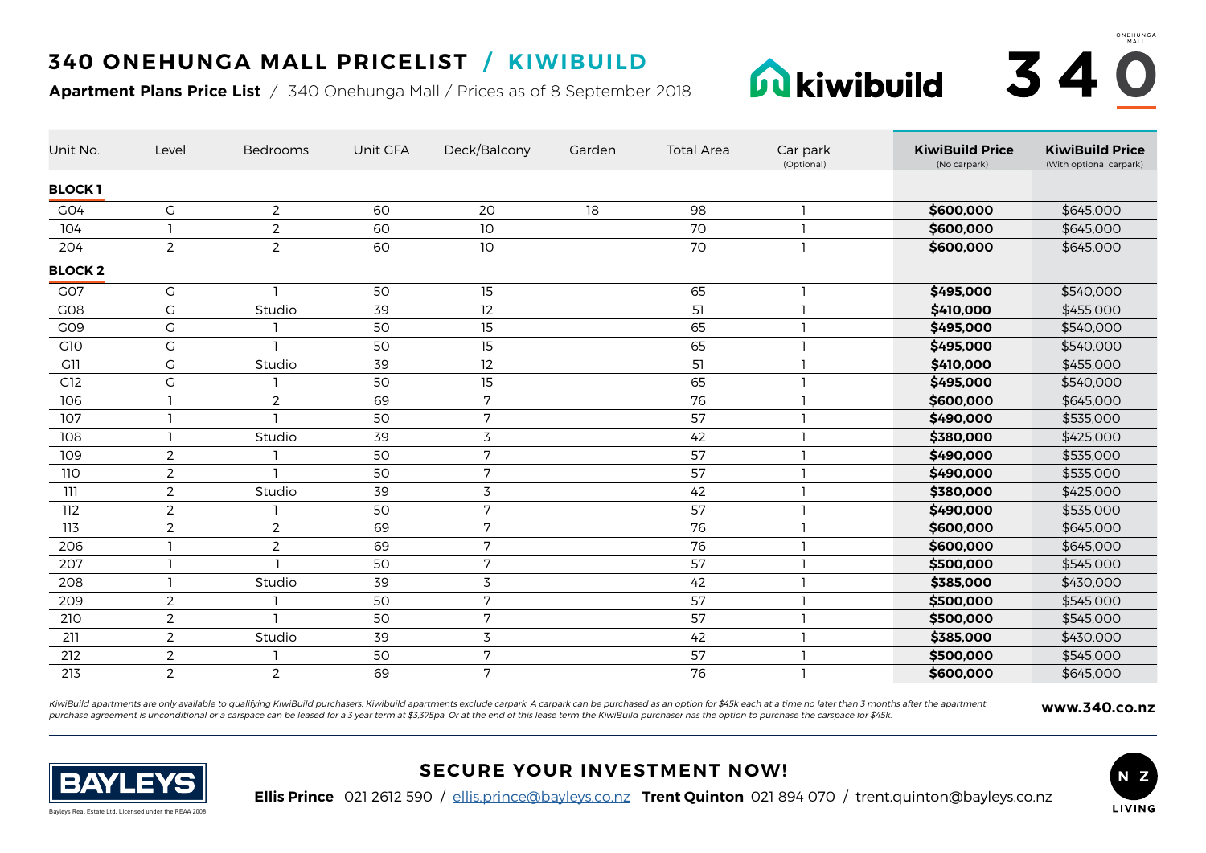# 340 ONEHUNGA MALL PRICELIST / KIWIBUILD

**Apartment Plans Price List** / 340 Onehunga Mall / Prices as of 8 September 2018

| Unit No. | Level | Bedrooms | Unit GFA | Deck/Balcony | Garden | Total Area | Car park (Optional) | KiwiBuild Price (No carpark) | KiwiBuild Price (With optional carpark) |
|---|---|---|---|---|---|---|---|---|---|
| **BLOCK 1** | | | | | | | | | |
| G04 | G | 2 | 60 | 20 | 18 | 98 | 1 | **$600,000** | $645,000 |
| 104 | 1 | 2 | 60 | 10 | | 70 | 1 | **$600,000** | $645,000 |
| 204 | 2 | 2 | 60 | 10 | | 70 | 1 | **$600,000** | $645,000 |
| **BLOCK 2** | | | | | | | | | |
| G07 | G | 1 | 50 | 15 | | 65 | 1 | **$495,000** | $540,000 |
| G08 | G | Studio | 39 | 12 | | 51 | 1 | **$410,000** | $455,000 |
| G09 | G | 1 | 50 | 15 | | 65 | 1 | **$495,000** | $540,000 |
| G10 | G | 1 | 50 | 15 | | 65 | 1 | **$495,000** | $540,000 |
| G11 | G | Studio | 39 | 12 | | 51 | 1 | **$410,000** | $455,000 |
| G12 | G | 1 | 50 | 15 | | 65 | 1 | **$495,000** | $540,000 |
| 106 | 1 | 2 | 69 | 7 | | 76 | 1 | **$600,000** | $645,000 |
| 107 | 1 | 1 | 50 | 7 | | 57 | 1 | **$490,000** | $535,000 |
| 108 | 1 | Studio | 39 | 3 | | 42 | 1 | **$380,000** | $425,000 |
| 109 | 2 | 1 | 50 | 7 | | 57 | 1 | **$490,000** | $535,000 |
| 110 | 2 | 1 | 50 | 7 | | 57 | 1 | **$490,000** | $535,000 |
| 111 | 2 | Studio | 39 | 3 | | 42 | 1 | **$380,000** | $425,000 |
| 112 | 2 | 1 | 50 | 7 | | 57 | 1 | **$490,000** | $535,000 |
| 113 | 2 | 2 | 69 | 7 | | 76 | 1 | **$600,000** | $645,000 |
| 206 | 1 | 2 | 69 | 7 | | 76 | 1 | **$600,000** | $645,000 |
| 207 | 1 | 1 | 50 | 7 | | 57 | 1 | **$500,000** | $545,000 |
| 208 | 1 | Studio | 39 | 3 | | 42 | 1 | **$385,000** | $430,000 |
| 209 | 2 | 1 | 50 | 7 | | 57 | 1 | **$500,000** | $545,000 |
| 210 | 2 | 1 | 50 | 7 | | 57 | 1 | **$500,000** | $545,000 |
| 211 | 2 | Studio | 39 | 3 | | 42 | 1 | **$385,000** | $430,000 |
| 212 | 2 | 1 | 50 | 7 | | 57 | 1 | **$500,000** | $545,000 |
| 213 | 2 | 2 | 69 | 7 | | 76 | 1 | **$600,000** | $645,000 |

*KiwiBuild apartments are only available to qualifying KiwiBuild purchasers. Kiwibuild apartments exclude carpark. A carpark can be purchased as an option for $45k each at a time no later than 3 months after the apartment purchase agreement is unconditional or a carspace can be leased for a 3 year term at $3,375pa. Or at the end of this lease term the KiwiBuild purchaser has the option to purchase the carspace for $45k.*

**www.340.co.nz**

## SECURE YOUR INVESTMENT NOW!

**Ellis Prince** 021 2612 590 / ellis.prince@bayleys.co.nz **Trent Quinton** 021 894 070 / trent.quinton@bayleys.co.nz

Bayleys Real Estate Ltd. Licensed under the REAA 2008